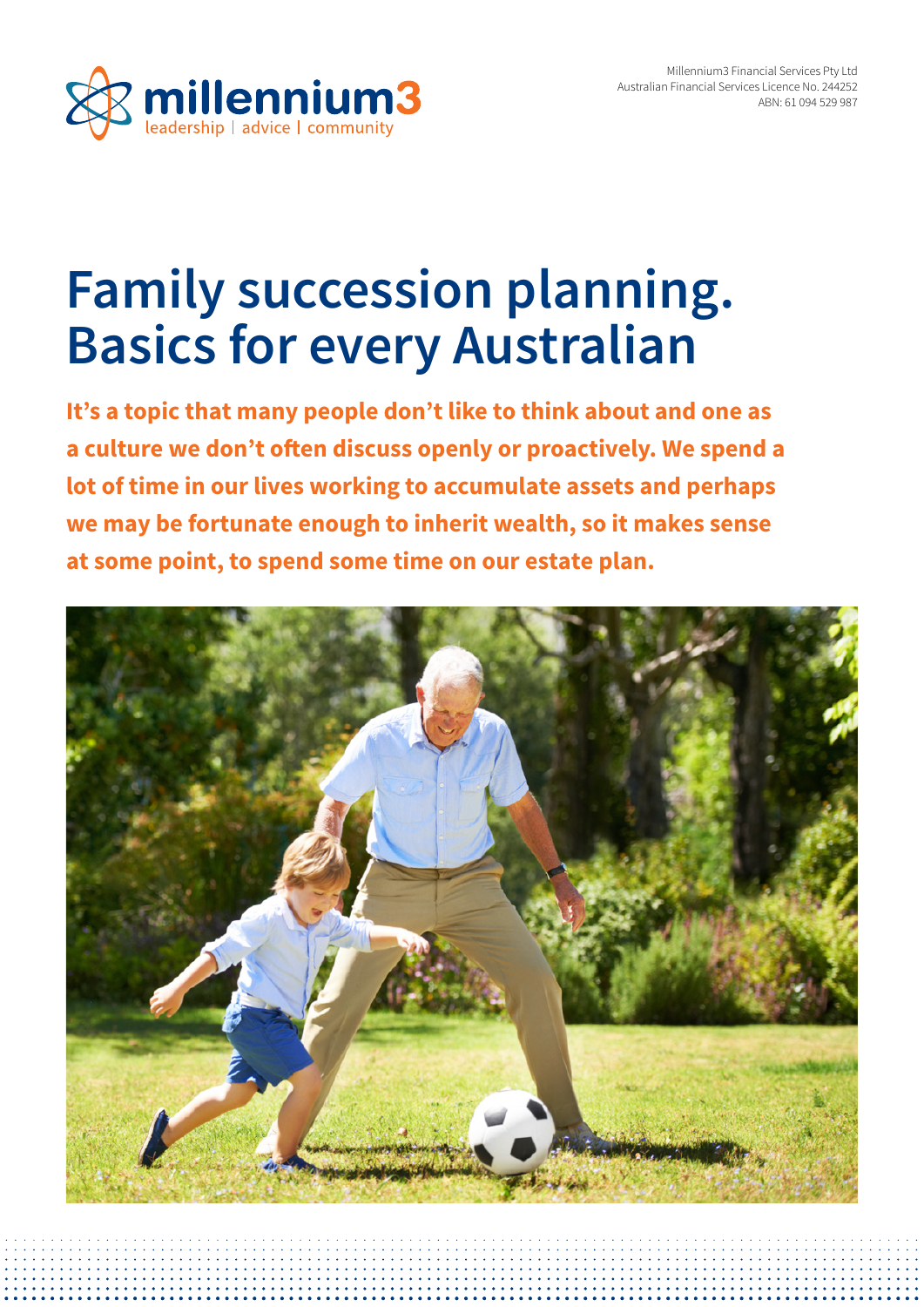millennium3
leadership | advice | community

Millennium3 Financial Services Pty Ltd
Australian Financial Services Licence No. 244252
ABN: 61 094 529 987

# Family succession planning. Basics for every Australian

**It's a topic that many people don't like to think about and one as a culture we don't often discuss openly or proactively. We spend a lot of time in our lives working to accumulate assets and perhaps we may be fortunate enough to inherit wealth, so it makes sense at some point, to spend some time on our estate plan.**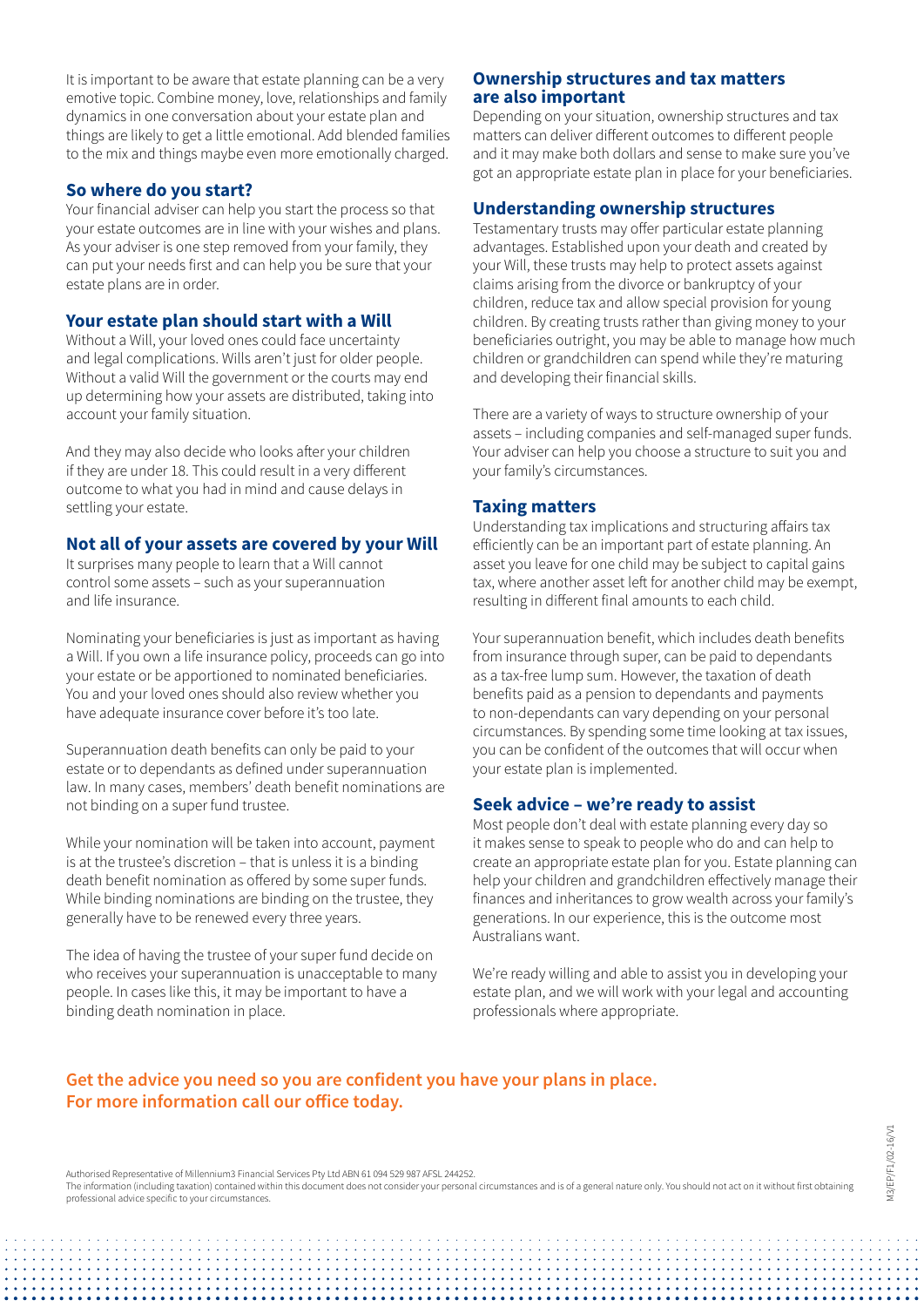It is important to be aware that estate planning can be a very emotive topic. Combine money, love, relationships and family dynamics in one conversation about your estate plan and things are likely to get a little emotional. Add blended families to the mix and things maybe even more emotionally charged.

## So where do you start?

Your financial adviser can help you start the process so that your estate outcomes are in line with your wishes and plans. As your adviser is one step removed from your family, they can put your needs first and can help you be sure that your estate plans are in order.

## Your estate plan should start with a Will

Without a Will, your loved ones could face uncertainty and legal complications. Wills aren't just for older people. Without a valid Will the government or the courts may end up determining how your assets are distributed, taking into account your family situation.

And they may also decide who looks after your children if they are under 18. This could result in a very different outcome to what you had in mind and cause delays in settling your estate.

## Not all of your assets are covered by your Will

It surprises many people to learn that a Will cannot control some assets – such as your superannuation and life insurance.

Nominating your beneficiaries is just as important as having a Will. If you own a life insurance policy, proceeds can go into your estate or be apportioned to nominated beneficiaries. You and your loved ones should also review whether you have adequate insurance cover before it's too late.

Superannuation death benefits can only be paid to your estate or to dependants as defined under superannuation law. In many cases, members' death benefit nominations are not binding on a super fund trustee.

While your nomination will be taken into account, payment is at the trustee's discretion – that is unless it is a binding death benefit nomination as offered by some super funds. While binding nominations are binding on the trustee, they generally have to be renewed every three years.

The idea of having the trustee of your super fund decide on who receives your superannuation is unacceptable to many people. In cases like this, it may be important to have a binding death nomination in place.

## Ownership structures and tax matters are also important

Depending on your situation, ownership structures and tax matters can deliver different outcomes to different people and it may make both dollars and sense to make sure you've got an appropriate estate plan in place for your beneficiaries.

## Understanding ownership structures

Testamentary trusts may offer particular estate planning advantages. Established upon your death and created by your Will, these trusts may help to protect assets against claims arising from the divorce or bankruptcy of your children, reduce tax and allow special provision for young children. By creating trusts rather than giving money to your beneficiaries outright, you may be able to manage how much children or grandchildren can spend while they're maturing and developing their financial skills.

There are a variety of ways to structure ownership of your assets – including companies and self-managed super funds. Your adviser can help you choose a structure to suit you and your family's circumstances.

## Taxing matters

Understanding tax implications and structuring affairs tax efficiently can be an important part of estate planning. An asset you leave for one child may be subject to capital gains tax, where another asset left for another child may be exempt, resulting in different final amounts to each child.

Your superannuation benefit, which includes death benefits from insurance through super, can be paid to dependants as a tax-free lump sum. However, the taxation of death benefits paid as a pension to dependants and payments to non-dependants can vary depending on your personal circumstances. By spending some time looking at tax issues, you can be confident of the outcomes that will occur when your estate plan is implemented.

## Seek advice – we're ready to assist

Most people don't deal with estate planning every day so it makes sense to speak to people who do and can help to create an appropriate estate plan for you. Estate planning can help your children and grandchildren effectively manage their finances and inheritances to grow wealth across your family's generations. In our experience, this is the outcome most Australians want.

We're ready willing and able to assist you in developing your estate plan, and we will work with your legal and accounting professionals where appropriate.

**Get the advice you need so you are confident you have your plans in place. For more information call our office today.**

Authorised Representative of Millennium3 Financial Services Pty Ltd ABN 61 094 529 987 AFSL 244252.
The information (including taxation) contained within this document does not consider your personal circumstances and is of a general nature only. You should not act on it without first obtaining professional advice specific to your circumstances.

M3/EP/F1/02-16/V1